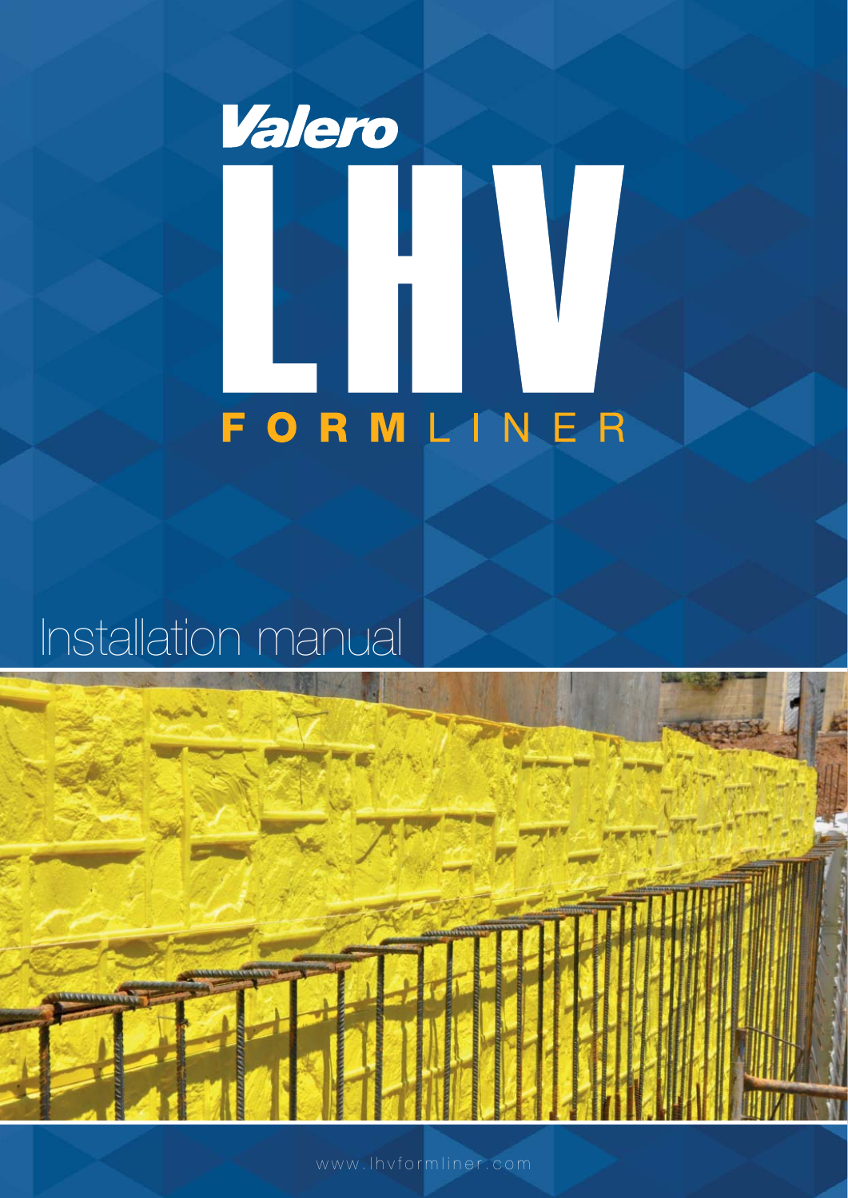# Valero

# LHV

## FORMLINER

# Installation manual

www.lhvformliner.com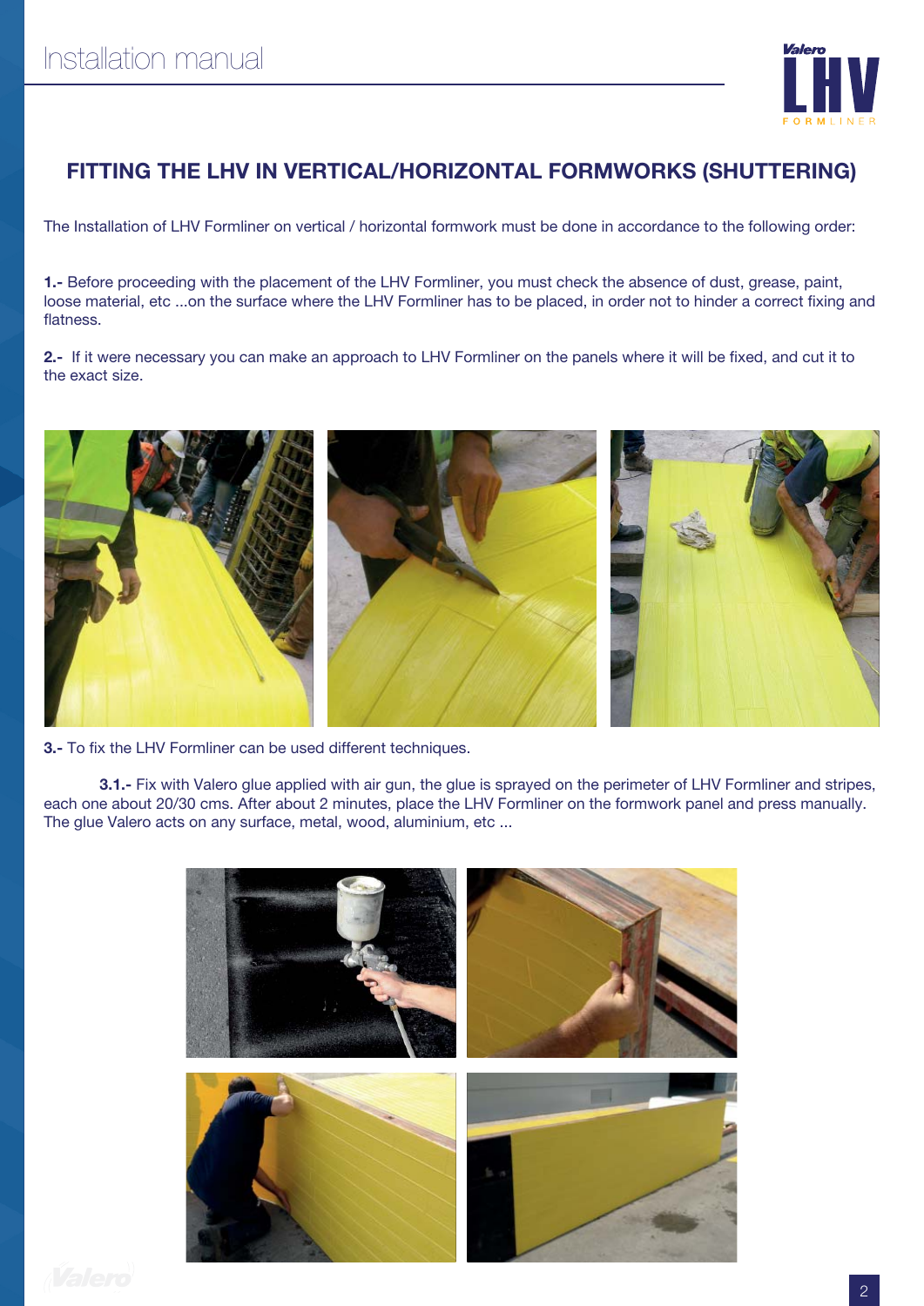## FITTING THE LHV IN VERTICAL/HORIZONTAL FORMWORKS (SHUTTERING)

The Installation of LHV Formliner on vertical / horizontal formwork must be done in accordance to the following order:

**1.-** Before proceeding with the placement of the LHV Formliner, you must check the absence of dust, grease, paint, loose material, etc ...on the surface where the LHV Formliner has to be placed, in order not to hinder a correct fixing and flatness.

**2.-** If it were necessary you can make an approach to LHV Formliner on the panels where it will be fixed, and cut it to the exact size.

**3.-** To fix the LHV Formliner can be used different techniques.

**3.1.-** Fix with Valero glue applied with air gun, the glue is sprayed on the perimeter of LHV Formliner and stripes, each one about 20/30 cms. After about 2 minutes, place the LHV Formliner on the formwork panel and press manually. The glue Valero acts on any surface, metal, wood, aluminium, etc ...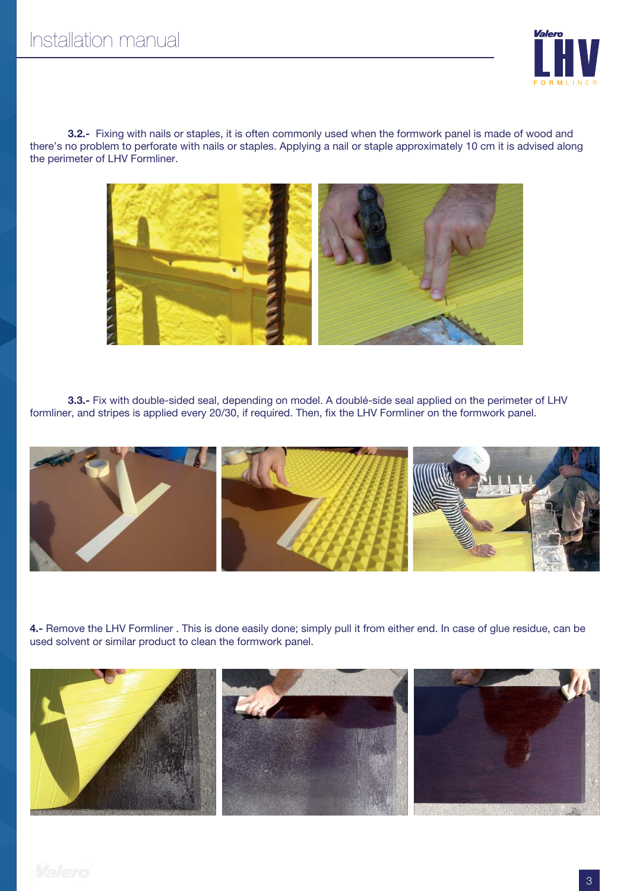**3.2.-** Fixing with nails or staples, it is often commonly used when the formwork panel is made of wood and there's no problem to perforate with nails or staples. Applying a nail or staple approximately 10 cm it is advised along the perimeter of LHV Formliner.

**3.3.-** Fix with double-sided seal, depending on model. A doublé-side seal applied on the perimeter of LHV formliner, and stripes is applied every 20/30, if required. Then, fix the LHV Formliner on the formwork panel.

**4.-** Remove the LHV Formliner . This is done easily done; simply pull it from either end. In case of glue residue, can be used solvent or similar product to clean the formwork panel.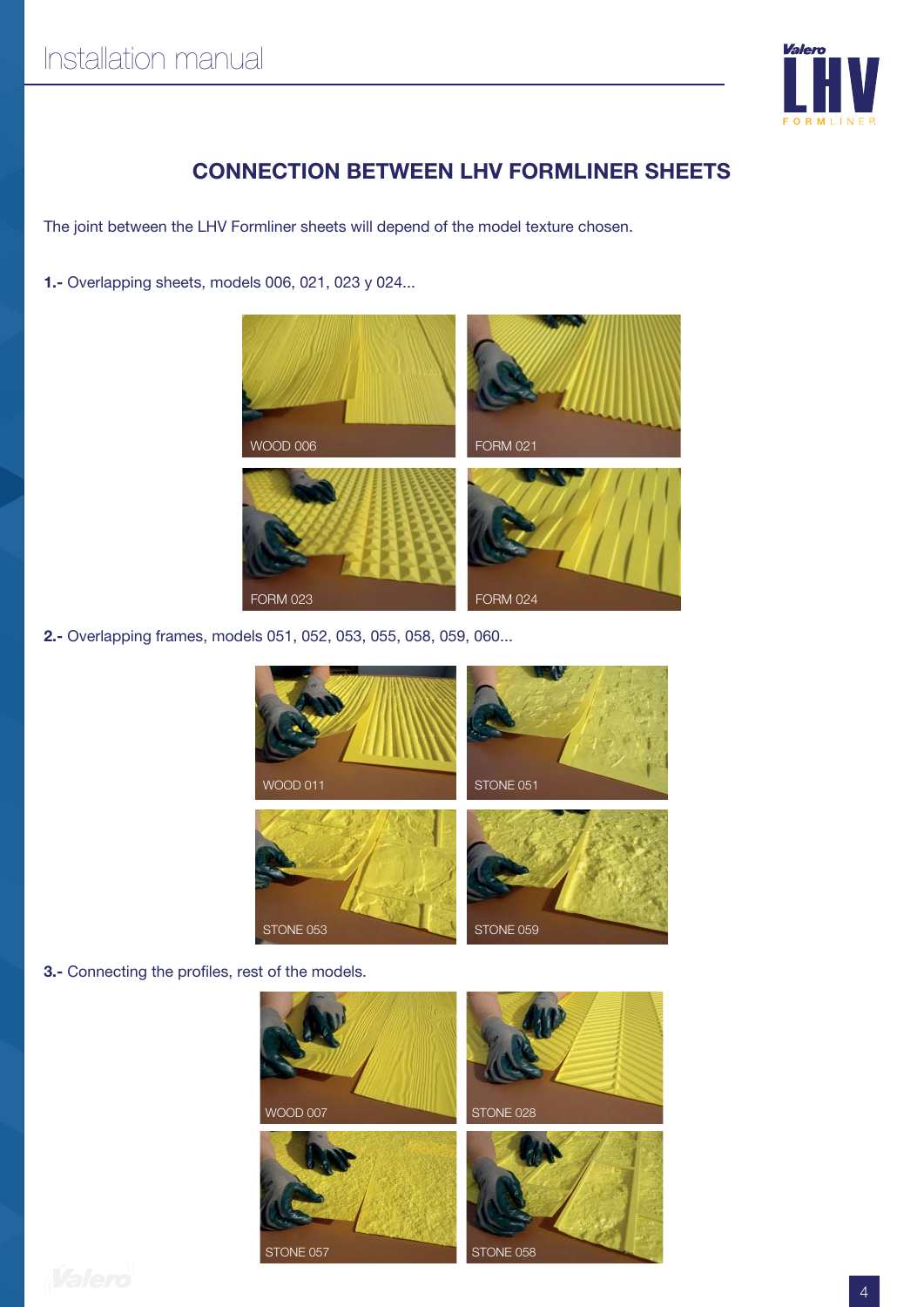## CONNECTION BETWEEN LHV FORMLINER SHEETS

The joint between the LHV Formliner sheets will depend of the model texture chosen.

**1.-** Overlapping sheets, models 006, 021, 023 y 024...

WOOD 006

FORM 021

FORM 023

FORM 024

**2.-** Overlapping frames, models 051, 052, 053, 055, 058, 059, 060...

WOOD 011

STONE 051

STONE 053

STONE 059

**3.-** Connecting the profiles, rest of the models.

WOOD 007

STONE 028

STONE 057

STONE 058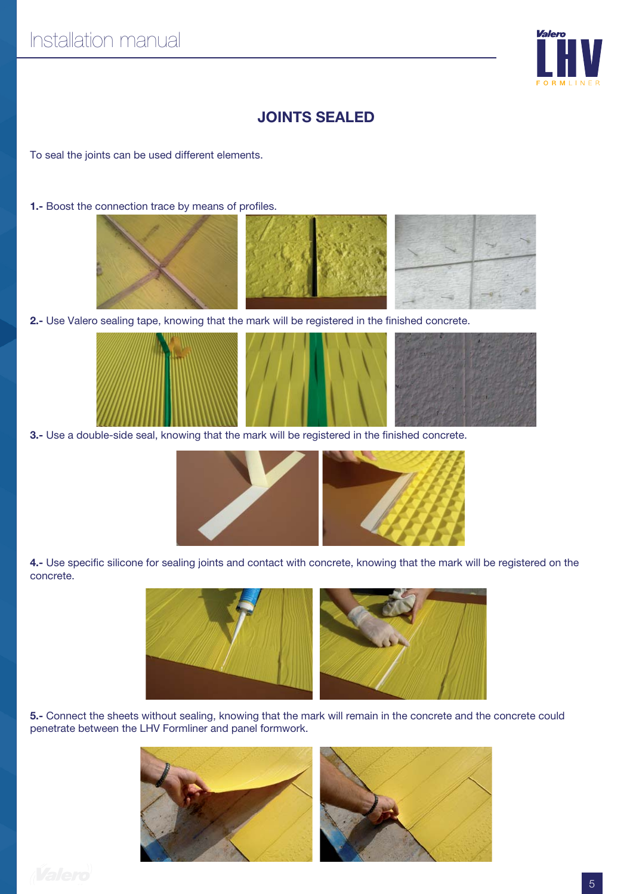## JOINTS SEALED

To seal the joints can be used different elements.

**1.-** Boost the connection trace by means of profiles.

**2.-** Use Valero sealing tape, knowing that the mark will be registered in the finished concrete.

**3.-** Use a double-side seal, knowing that the mark will be registered in the finished concrete.

**4.-** Use specific silicone for sealing joints and contact with concrete, knowing that the mark will be registered on the concrete.

**5.-** Connect the sheets without sealing, knowing that the mark will remain in the concrete and the concrete could penetrate between the LHV Formliner and panel formwork.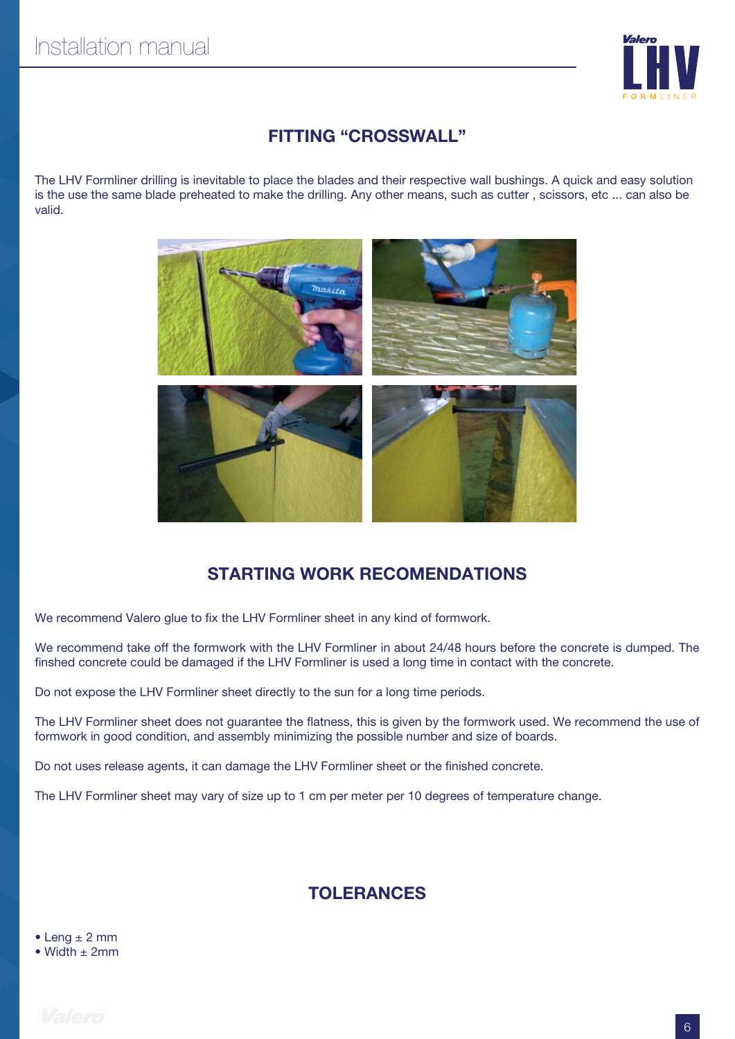## FITTING "CROSSWALL"

The LHV Formliner drilling is inevitable to place the blades and their respective wall bushings. A quick and easy solution is the use the same blade preheated to make the drilling. Any other means, such as cutter , scissors, etc ... can also be valid.

## STARTING WORK RECOMENDATIONS

We recommend Valero glue to fix the LHV Formliner sheet in any kind of formwork.

We recommend take off the formwork with the LHV Formliner in about 24/48 hours before the concrete is dumped. The finshed concrete could be damaged if the LHV Formliner is used a long time in contact with the concrete.

Do not expose the LHV Formliner sheet directly to the sun for a long time periods.

The LHV Formliner sheet does not guarantee the flatness, this is given by the formwork used. We recommend the use of formwork in good condition, and assembly minimizing the possible number and size of boards.

Do not uses release agents, it can damage the LHV Formliner sheet or the finished concrete.

The LHV Formliner sheet may vary of size up to 1 cm per meter per 10 degrees of temperature change.

## TOLERANCES

- Leng ± 2 mm
- Width ± 2mm